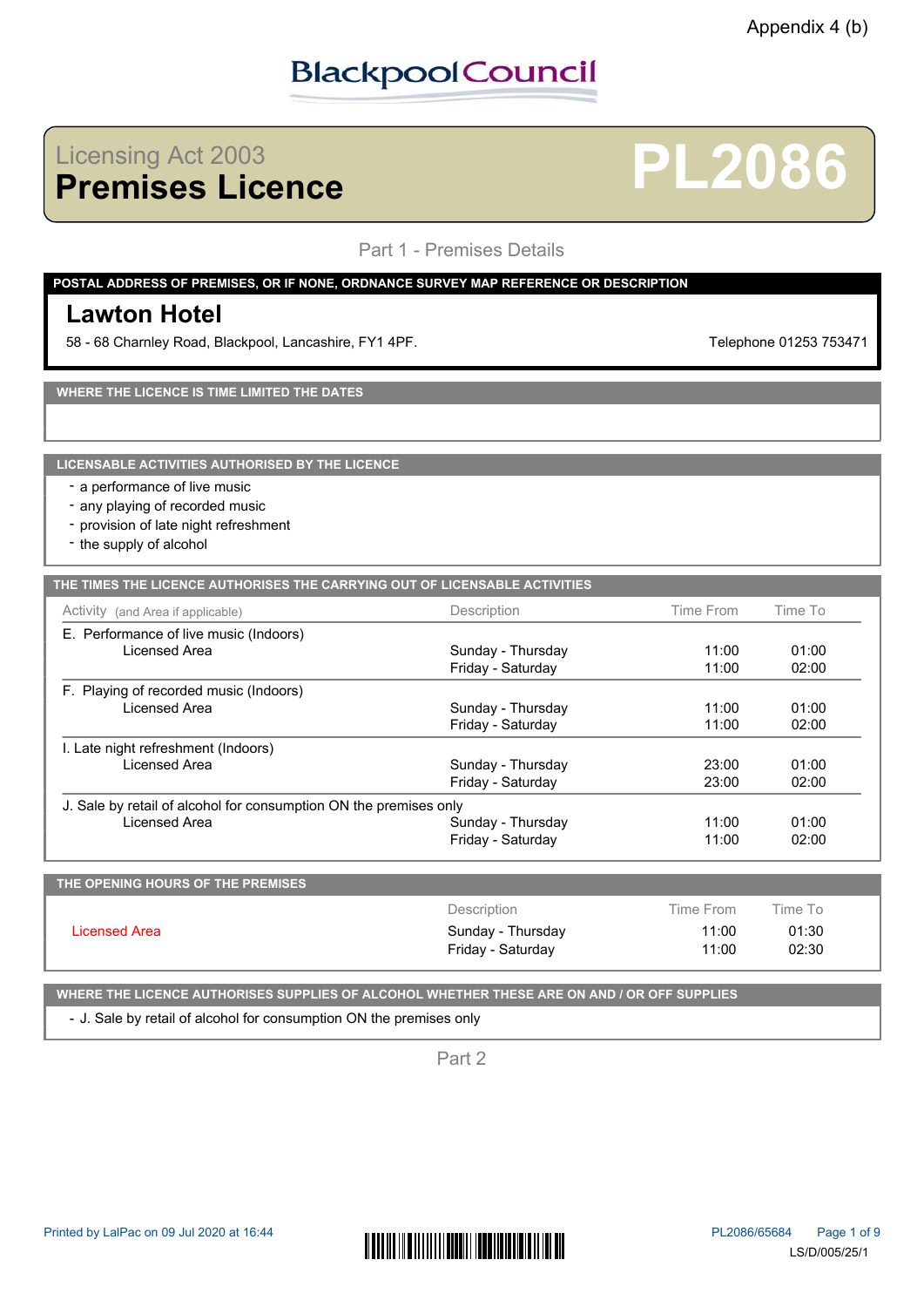Appendix 4 (b)

Blackpool Council

# Licensing Act 2003
# Premises Licence

# PL2086

## Part 1 - Premises Details

**POSTAL ADDRESS OF PREMISES, OR IF NONE, ORDNANCE SURVEY MAP REFERENCE OR DESCRIPTION**

**Lawton Hotel**

58 - 68 Charnley Road, Blackpool, Lancashire, FY1 4PF.

Telephone 01253 753471

**WHERE THE LICENCE IS TIME LIMITED THE DATES**

**LICENSABLE ACTIVITIES AUTHORISED BY THE LICENCE**

- a performance of live music
- any playing of recorded music
- provision of late night refreshment
- the supply of alcohol

**THE TIMES THE LICENCE AUTHORISES THE CARRYING OUT OF LICENSABLE ACTIVITIES**

| Activity (and Area if applicable) | Description | Time From | Time To |
|---|---|---|---|
| E. Performance of live music (Indoors) | | | |
| Licensed Area | Sunday - Thursday | 11:00 | 01:00 |
| | Friday - Saturday | 11:00 | 02:00 |
| F. Playing of recorded music (Indoors) | | | |
| Licensed Area | Sunday - Thursday | 11:00 | 01:00 |
| | Friday - Saturday | 11:00 | 02:00 |
| I. Late night refreshment (Indoors) | | | |
| Licensed Area | Sunday - Thursday | 23:00 | 01:00 |
| | Friday - Saturday | 23:00 | 02:00 |
| J. Sale by retail of alcohol for consumption ON the premises only | | | |
| Licensed Area | Sunday - Thursday | 11:00 | 01:00 |
| | Friday - Saturday | 11:00 | 02:00 |

**THE OPENING HOURS OF THE PREMISES**

| | Description | Time From | Time To |
|---|---|---|---|
| Licensed Area | Sunday - Thursday | 11:00 | 01:30 |
| | Friday - Saturday | 11:00 | 02:30 |

**WHERE THE LICENCE AUTHORISES SUPPLIES OF ALCOHOL WHETHER THESE ARE ON AND / OR OFF SUPPLIES**

- J. Sale by retail of alcohol for consumption ON the premises only

## Part 2

Printed by LalPac on 09 Jul 2020 at 16:44

PL2086/65684

LS/D/005/25/1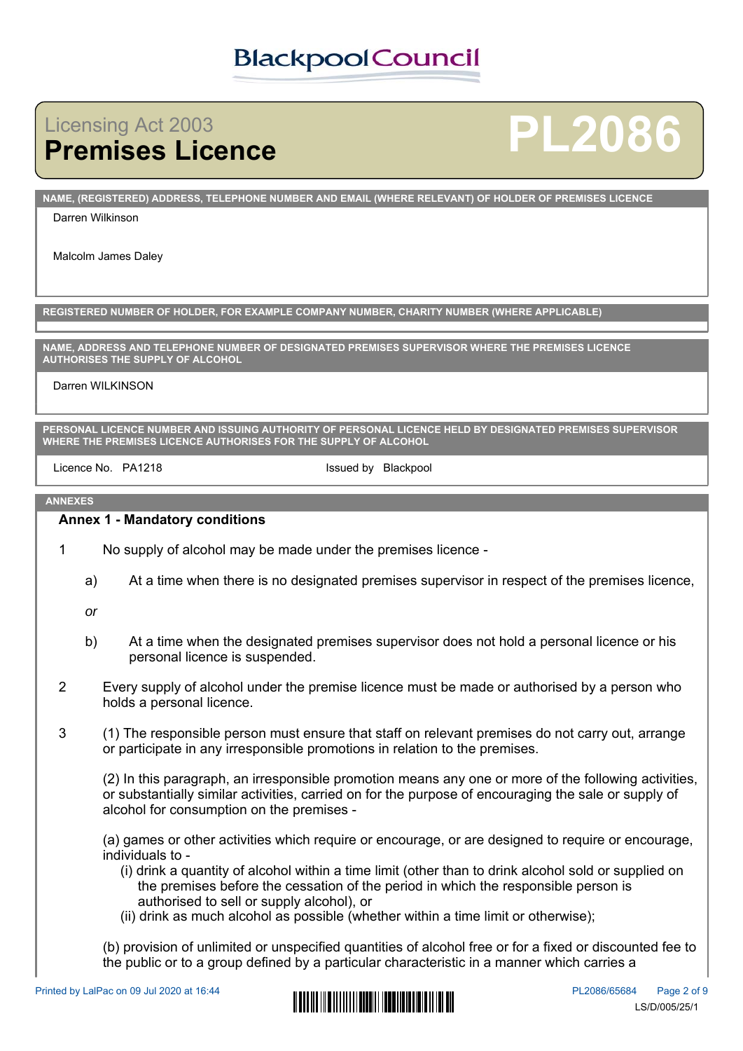Blackpool Council

Licensing Act 2003

# Premises Licence

# PL2086

**NAME, (REGISTERED) ADDRESS, TELEPHONE NUMBER AND EMAIL (WHERE RELEVANT) OF HOLDER OF PREMISES LICENCE**

Darren Wilkinson

Malcolm James Daley

**REGISTERED NUMBER OF HOLDER, FOR EXAMPLE COMPANY NUMBER, CHARITY NUMBER (WHERE APPLICABLE)**

**NAME, ADDRESS AND TELEPHONE NUMBER OF DESIGNATED PREMISES SUPERVISOR WHERE THE PREMISES LICENCE AUTHORISES THE SUPPLY OF ALCOHOL**

Darren WILKINSON

**PERSONAL LICENCE NUMBER AND ISSUING AUTHORITY OF PERSONAL LICENCE HELD BY DESIGNATED PREMISES SUPERVISOR WHERE THE PREMISES LICENCE AUTHORISES FOR THE SUPPLY OF ALCOHOL**

Licence No. PA1218 Issued by Blackpool

**ANNEXES**

**Annex 1 - Mandatory conditions**

1 No supply of alcohol may be made under the premises licence -

a) At a time when there is no designated premises supervisor in respect of the premises licence,

*or*

b) At a time when the designated premises supervisor does not hold a personal licence or his personal licence is suspended.

2 Every supply of alcohol under the premise licence must be made or authorised by a person who holds a personal licence.

3 (1) The responsible person must ensure that staff on relevant premises do not carry out, arrange or participate in any irresponsible promotions in relation to the premises.

(2) In this paragraph, an irresponsible promotion means any one or more of the following activities, or substantially similar activities, carried on for the purpose of encouraging the sale or supply of alcohol for consumption on the premises -

(a) games or other activities which require or encourage, or are designed to require or encourage, individuals to -
  (i) drink a quantity of alcohol within a time limit (other than to drink alcohol sold or supplied on the premises before the cessation of the period in which the responsible person is authorised to sell or supply alcohol), or
  (ii) drink as much alcohol as possible (whether within a time limit or otherwise);

(b) provision of unlimited or unspecified quantities of alcohol free or for a fixed or discounted fee to the public or to a group defined by a particular characteristic in a manner which carries a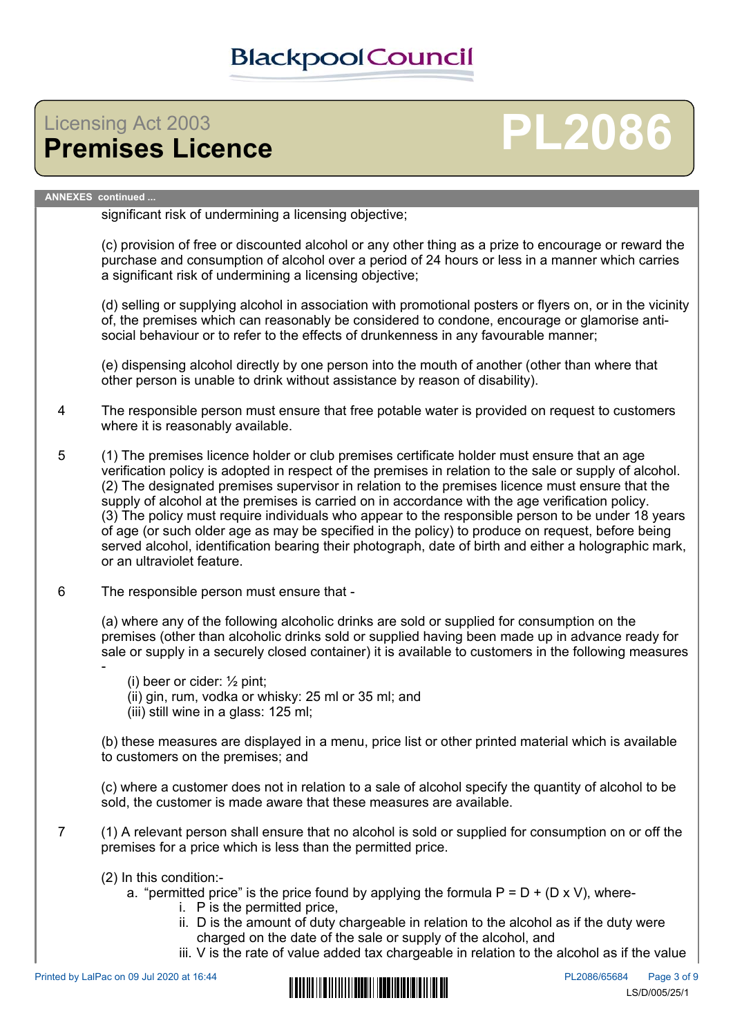**ANNEXES continued ...**

significant risk of undermining a licensing objective;

(c) provision of free or discounted alcohol or any other thing as a prize to encourage or reward the purchase and consumption of alcohol over a period of 24 hours or less in a manner which carries a significant risk of undermining a licensing objective;

(d) selling or supplying alcohol in association with promotional posters or flyers on, or in the vicinity of, the premises which can reasonably be considered to condone, encourage or glamorise anti-social behaviour or to refer to the effects of drunkenness in any favourable manner;

(e) dispensing alcohol directly by one person into the mouth of another (other than where that other person is unable to drink without assistance by reason of disability).

4 The responsible person must ensure that free potable water is provided on request to customers where it is reasonably available.

5 (1) The premises licence holder or club premises certificate holder must ensure that an age verification policy is adopted in respect of the premises in relation to the sale or supply of alcohol.
(2) The designated premises supervisor in relation to the premises licence must ensure that the supply of alcohol at the premises is carried on in accordance with the age verification policy.
(3) The policy must require individuals who appear to the responsible person to be under 18 years of age (or such older age as may be specified in the policy) to produce on request, before being served alcohol, identification bearing their photograph, date of birth and either a holographic mark, or an ultraviolet feature.

6 The responsible person must ensure that -

(a) where any of the following alcoholic drinks are sold or supplied for consumption on the premises (other than alcoholic drinks sold or supplied having been made up in advance ready for sale or supply in a securely closed container) it is available to customers in the following measures -

(i) beer or cider: ½ pint;
(ii) gin, rum, vodka or whisky: 25 ml or 35 ml; and
(iii) still wine in a glass: 125 ml;

(b) these measures are displayed in a menu, price list or other printed material which is available to customers on the premises; and

(c) where a customer does not in relation to a sale of alcohol specify the quantity of alcohol to be sold, the customer is made aware that these measures are available.

7 (1) A relevant person shall ensure that no alcohol is sold or supplied for consumption on or off the premises for a price which is less than the permitted price.

(2) In this condition:-

a. "permitted price" is the price found by applying the formula $P = D + (D \times V)$, where-
   i. P is the permitted price,
   ii. D is the amount of duty chargeable in relation to the alcohol as if the duty were charged on the date of the sale or supply of the alcohol, and
   iii. V is the rate of value added tax chargeable in relation to the alcohol as if the value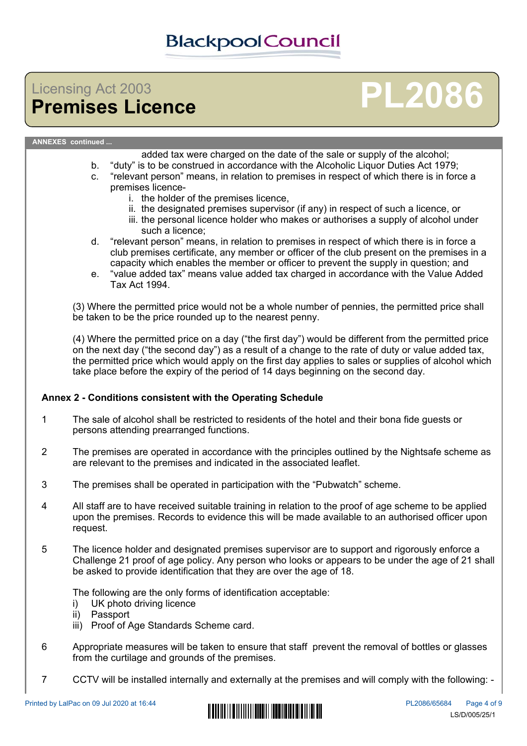added tax were charged on the date of the sale or supply of the alcohol;

b. "duty" is to be construed in accordance with the Alcoholic Liquor Duties Act 1979;

c. "relevant person" means, in relation to premises in respect of which there is in force a premises licence-
   i. the holder of the premises licence,
   ii. the designated premises supervisor (if any) in respect of such a licence, or
   iii. the personal licence holder who makes or authorises a supply of alcohol under such a licence;

d. "relevant person" means, in relation to premises in respect of which there is in force a club premises certificate, any member or officer of the club present on the premises in a capacity which enables the member or officer to prevent the supply in question; and

e. "value added tax" means value added tax charged in accordance with the Value Added Tax Act 1994.

(3) Where the permitted price would not be a whole number of pennies, the permitted price shall be taken to be the price rounded up to the nearest penny.

(4) Where the permitted price on a day ("the first day") would be different from the permitted price on the next day ("the second day") as a result of a change to the rate of duty or value added tax, the permitted price which would apply on the first day applies to sales or supplies of alcohol which take place before the expiry of the period of 14 days beginning on the second day.

**Annex 2 - Conditions consistent with the Operating Schedule**

1 The sale of alcohol shall be restricted to residents of the hotel and their bona fide guests or persons attending prearranged functions.

2 The premises are operated in accordance with the principles outlined by the Nightsafe scheme as are relevant to the premises and indicated in the associated leaflet.

3 The premises shall be operated in participation with the "Pubwatch" scheme.

4 All staff are to have received suitable training in relation to the proof of age scheme to be applied upon the premises. Records to evidence this will be made available to an authorised officer upon request.

5 The licence holder and designated premises supervisor are to support and rigorously enforce a Challenge 21 proof of age policy. Any person who looks or appears to be under the age of 21 shall be asked to provide identification that they are over the age of 18.

The following are the only forms of identification acceptable:
i) UK photo driving licence
ii) Passport
iii) Proof of Age Standards Scheme card.

6 Appropriate measures will be taken to ensure that staff prevent the removal of bottles or glasses from the curtilage and grounds of the premises.

7 CCTV will be installed internally and externally at the premises and will comply with the following: -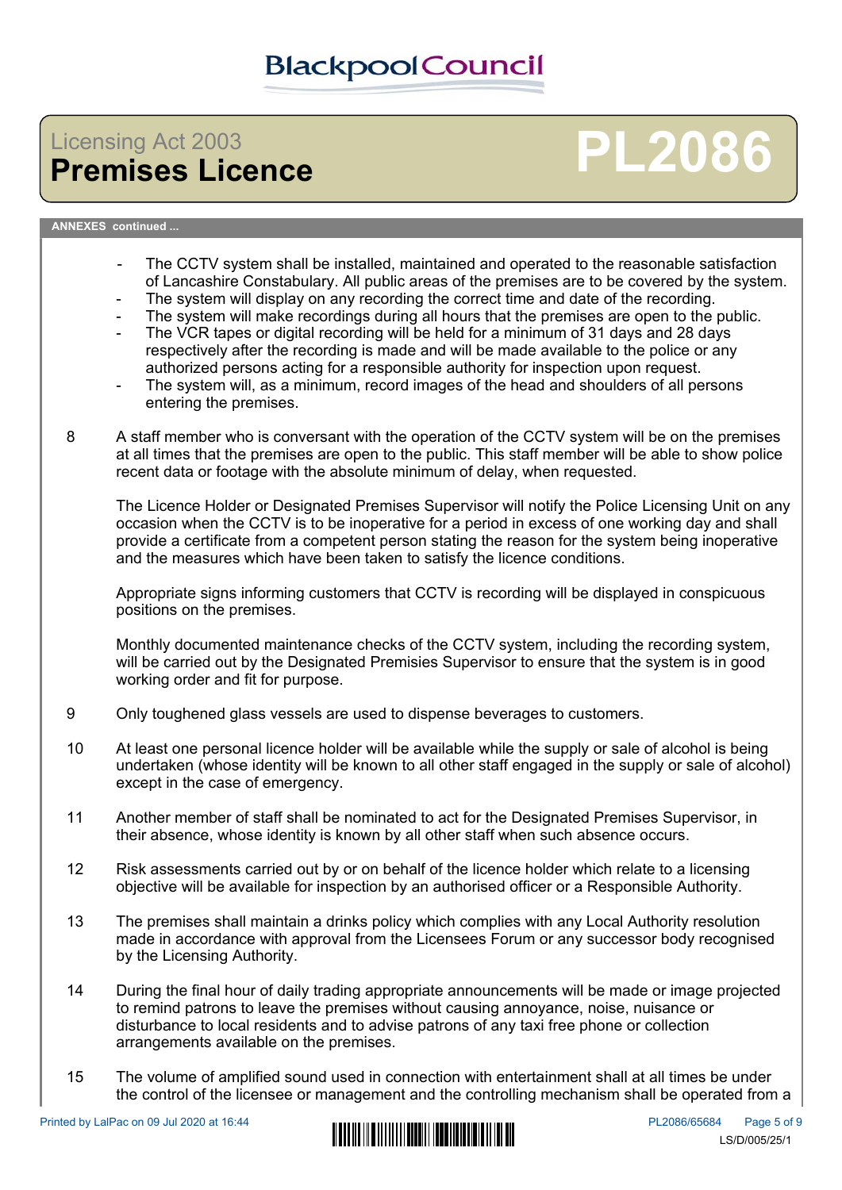**ANNEXES continued ...**

- The CCTV system shall be installed, maintained and operated to the reasonable satisfaction of Lancashire Constabulary. All public areas of the premises are to be covered by the system.
- The system will display on any recording the correct time and date of the recording.
- The system will make recordings during all hours that the premises are open to the public.
- The VCR tapes or digital recording will be held for a minimum of 31 days and 28 days respectively after the recording is made and will be made available to the police or any authorized persons acting for a responsible authority for inspection upon request.
- The system will, as a minimum, record images of the head and shoulders of all persons entering the premises.

8 A staff member who is conversant with the operation of the CCTV system will be on the premises at all times that the premises are open to the public. This staff member will be able to show police recent data or footage with the absolute minimum of delay, when requested.

The Licence Holder or Designated Premises Supervisor will notify the Police Licensing Unit on any occasion when the CCTV is to be inoperative for a period in excess of one working day and shall provide a certificate from a competent person stating the reason for the system being inoperative and the measures which have been taken to satisfy the licence conditions.

Appropriate signs informing customers that CCTV is recording will be displayed in conspicuous positions on the premises.

Monthly documented maintenance checks of the CCTV system, including the recording system, will be carried out by the Designated Premisies Supervisor to ensure that the system is in good working order and fit for purpose.

9 Only toughened glass vessels are used to dispense beverages to customers.

10 At least one personal licence holder will be available while the supply or sale of alcohol is being undertaken (whose identity will be known to all other staff engaged in the supply or sale of alcohol) except in the case of emergency.

11 Another member of staff shall be nominated to act for the Designated Premises Supervisor, in their absence, whose identity is known by all other staff when such absence occurs.

12 Risk assessments carried out by or on behalf of the licence holder which relate to a licensing objective will be available for inspection by an authorised officer or a Responsible Authority.

13 The premises shall maintain a drinks policy which complies with any Local Authority resolution made in accordance with approval from the Licensees Forum or any successor body recognised by the Licensing Authority.

14 During the final hour of daily trading appropriate announcements will be made or image projected to remind patrons to leave the premises without causing annoyance, noise, nuisance or disturbance to local residents and to advise patrons of any taxi free phone or collection arrangements available on the premises.

15 The volume of amplified sound used in connection with entertainment shall at all times be under the control of the licensee or management and the controlling mechanism shall be operated from a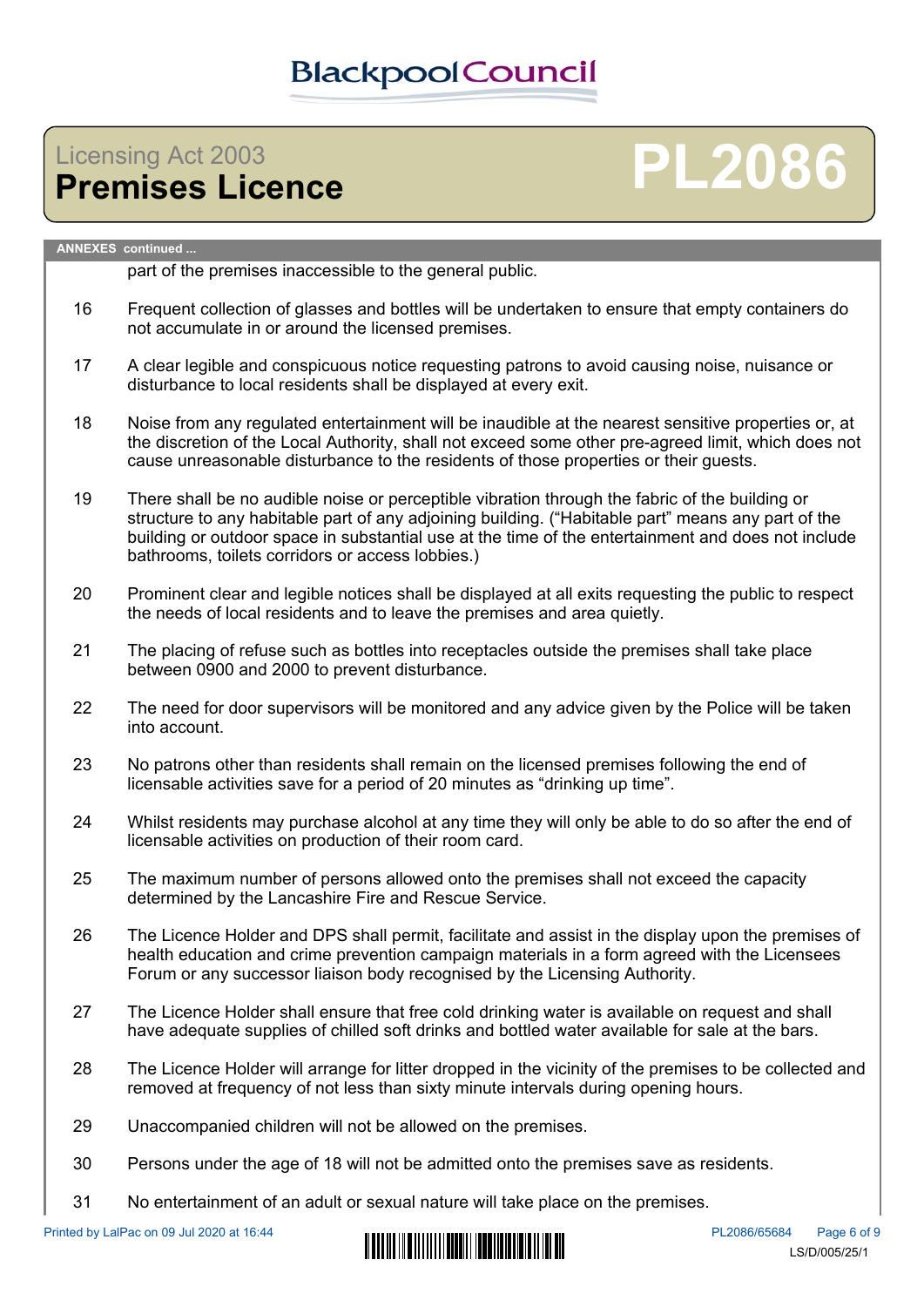**ANNEXES continued ...**

part of the premises inaccessible to the general public.

16 Frequent collection of glasses and bottles will be undertaken to ensure that empty containers do not accumulate in or around the licensed premises.

17 A clear legible and conspicuous notice requesting patrons to avoid causing noise, nuisance or disturbance to local residents shall be displayed at every exit.

18 Noise from any regulated entertainment will be inaudible at the nearest sensitive properties or, at the discretion of the Local Authority, shall not exceed some other pre-agreed limit, which does not cause unreasonable disturbance to the residents of those properties or their guests.

19 There shall be no audible noise or perceptible vibration through the fabric of the building or structure to any habitable part of any adjoining building. ("Habitable part" means any part of the building or outdoor space in substantial use at the time of the entertainment and does not include bathrooms, toilets corridors or access lobbies.)

20 Prominent clear and legible notices shall be displayed at all exits requesting the public to respect the needs of local residents and to leave the premises and area quietly.

21 The placing of refuse such as bottles into receptacles outside the premises shall take place between 0900 and 2000 to prevent disturbance.

22 The need for door supervisors will be monitored and any advice given by the Police will be taken into account.

23 No patrons other than residents shall remain on the licensed premises following the end of licensable activities save for a period of 20 minutes as "drinking up time".

24 Whilst residents may purchase alcohol at any time they will only be able to do so after the end of licensable activities on production of their room card.

25 The maximum number of persons allowed onto the premises shall not exceed the capacity determined by the Lancashire Fire and Rescue Service.

26 The Licence Holder and DPS shall permit, facilitate and assist in the display upon the premises of health education and crime prevention campaign materials in a form agreed with the Licensees Forum or any successor liaison body recognised by the Licensing Authority.

27 The Licence Holder shall ensure that free cold drinking water is available on request and shall have adequate supplies of chilled soft drinks and bottled water available for sale at the bars.

28 The Licence Holder will arrange for litter dropped in the vicinity of the premises to be collected and removed at frequency of not less than sixty minute intervals during opening hours.

29 Unaccompanied children will not be allowed on the premises.

30 Persons under the age of 18 will not be admitted onto the premises save as residents.

31 No entertainment of an adult or sexual nature will take place on the premises.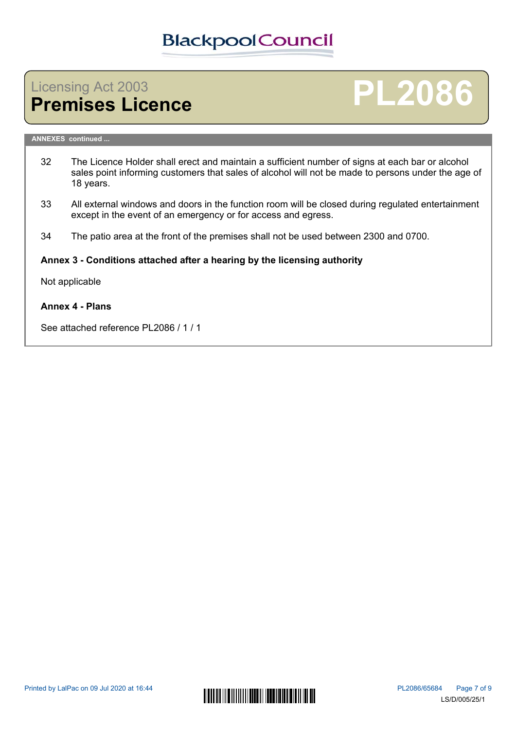**ANNEXES continued ...**

32 The Licence Holder shall erect and maintain a sufficient number of signs at each bar or alcohol sales point informing customers that sales of alcohol will not be made to persons under the age of 18 years.

33 All external windows and doors in the function room will be closed during regulated entertainment except in the event of an emergency or for access and egress.

34 The patio area at the front of the premises shall not be used between 2300 and 0700.

**Annex 3 - Conditions attached after a hearing by the licensing authority**

Not applicable

**Annex 4 - Plans**

See attached reference PL2086 / 1 / 1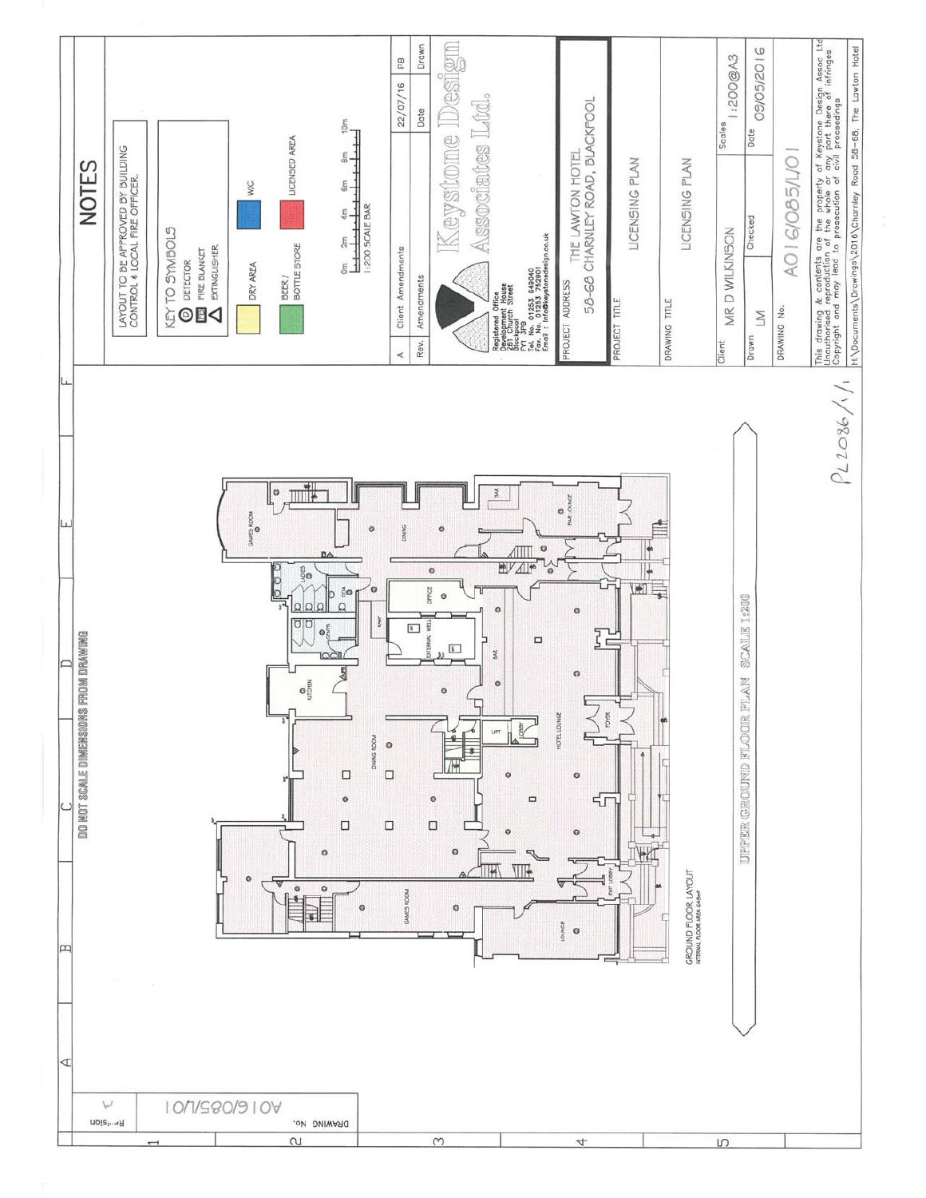DO NOT SCALE DIMENSIONS FROM DRAWING

GAMES ROOM

LADIES

DDA

GENTS

KITCHEN

OFFICE

EXTERNAL WELL

RAMP

DINING

BAR

BAR LOUNGE

BAR

DINING ROOM

LIFT

LOBBY

HOTEL LOUNGE

FOYER

GAMES ROOM

EXIT LOBBY

LOUNGE

GROUND FLOOR LAYOUT
INTERNAL FLOOR AREA 646m²

UPPER GROUND FLOOR PLAN SCALE 1:200

PL2086/1/1

# NOTES

LAYOUT TO BE APPROVED BY BUILDING CONTROL & LOCAL FIRE OFFICER.

KEY TO SYMBOLS
- D DETECTOR
- FB FIRE BLANKET
- △ EXTINGUISHER

DRY AREA

W/C

BEER / BOTTLE STORE

LICENSED AREA

0m 2m 4m 6m 8m 10m
1:200 SCALE BAR

| Rev. | Amendments | Date | Drawn |
|---|---|---|---|
| A | Client Amendments | 22/07/16 | PB |

Keystone Design Associates Ltd.

Registered Office
Development House
261 Church Street
Blackpool
FY1 3PB
Tel. No. 01253 649040
Fax. No. 01253 752901
Email : info@keystonedesign.co.uk

PROJECT ADDRESS
THE LAWTON HOTEL
58-68 CHARNLEY ROAD, BLACKPOOL

PROJECT TITLE
LICENSING PLAN

DRAWING TITLE
LICENSING PLAN

| | | | |
|---|---|---|---|
| Client | MR D WILKINSON | Scales | 1:200@A3 |
| Drawn | LM | Checked | Date 09/05/2016 |
| DRAWING No. | A016/085/L/01 | | |

This drawing & contents are the property of Keystone Design Assoc Ltd. Unauthorised reproduction of the whole or any part there of infringes Copyright and may lead to prosecution of civil proceedings

H:\Documents\Drawings\2016\Charnley Road 58-68, The Lawton Hotel

DRAWING No. A016/085/L/01

Revision A